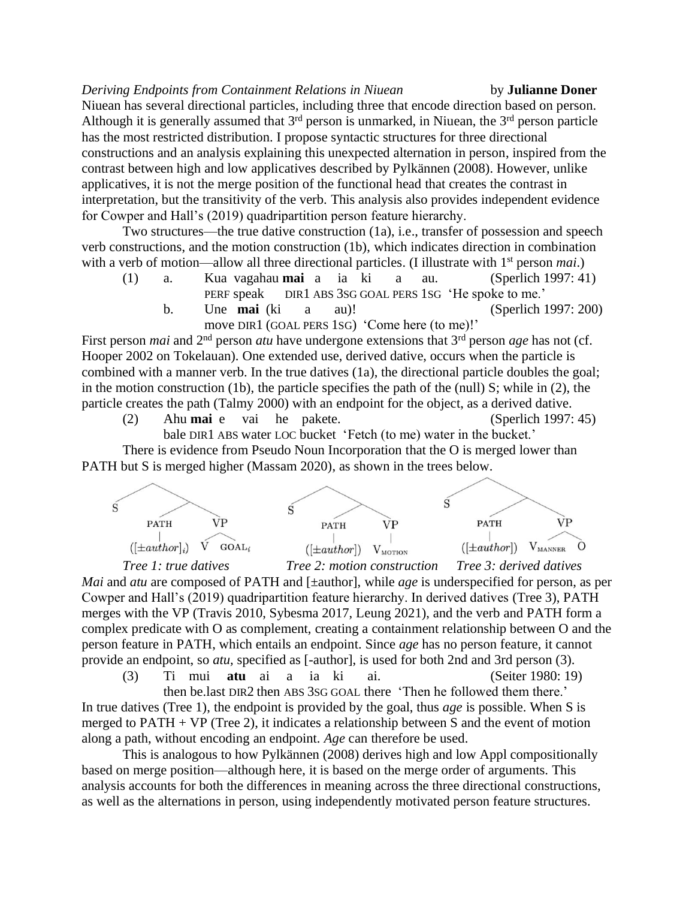*Deriving Endpoints from Containment Relations in Niuean* by **Julianne Doner**

Niuean has several directional particles, including three that encode direction based on person. Although it is generally assumed that 3rd person is unmarked, in Niuean, the 3rd person particle has the most restricted distribution. I propose syntactic structures for three directional constructions and an analysis explaining this unexpected alternation in person, inspired from the contrast between high and low applicatives described by Pylkännen (2008). However, unlike applicatives, it is not the merge position of the functional head that creates the contrast in interpretation, but the transitivity of the verb. This analysis also provides independent evidence for Cowper and Hall's (2019) quadripartition person feature hierarchy.

Two structures—the true dative construction (1a), i.e., transfer of possession and speech verb constructions, and the motion construction (1b), which indicates direction in combination with a verb of motion—allow all three directional particles. (I illustrate with 1st person *mai*.)

(1) a. Kua vagahau **mai** a ia ki a au. (Sperlich 1997: 41)
PERF speak DIR1 ABS 3SG GOAL PERS 1SG 'He spoke to me.'

b. Une **mai** (ki a au)! (Sperlich 1997: 200)
move DIR1 (GOAL PERS 1SG) 'Come here (to me)!'

First person *mai* and 2nd person *atu* have undergone extensions that 3rd person *age* has not (cf. Hooper 2002 on Tokelauan). One extended use, derived dative, occurs when the particle is combined with a manner verb. In the true datives (1a), the directional particle doubles the goal; in the motion construction (1b), the particle specifies the path of the (null) S; while in (2), the particle creates the path (Talmy 2000) with an endpoint for the object, as a derived dative.

(2) Ahu **mai** e vai he pakete. (Sperlich 1997: 45)
bale DIR1 ABS water LOC bucket 'Fetch (to me) water in the bucket.'

There is evidence from Pseudo Noun Incorporation that the O is merged lower than PATH but S is merged higher (Massam 2020), as shown in the trees below.

Tree 1: [S [PATH ([±*author*]$_i$) [VP V GOAL$_i$]]]
Tree 2: [S [PATH ([±*author*]) [VP V$_{\text{MOTION}}$]]]
Tree 3: [S [PATH ([±*author*]) [VP V$_{\text{MANNER}}$ O]]]

*Tree 1: true datives* *Tree 2: motion construction* *Tree 3: derived datives*

*Mai* and *atu* are composed of PATH and [±author], while *age* is underspecified for person, as per Cowper and Hall's (2019) quadripartition feature hierarchy. In derived datives (Tree 3), PATH merges with the VP (Travis 2010, Sybesma 2017, Leung 2021), and the verb and PATH form a complex predicate with O as complement, creating a containment relationship between O and the person feature in PATH, which entails an endpoint. Since *age* has no person feature, it cannot provide an endpoint, so *atu*, specified as [-author], is used for both 2nd and 3rd person (3).

(3) Ti mui **atu** ai a ia ki ai. (Seiter 1980: 19)
then be.last DIR2 then ABS 3SG GOAL there 'Then he followed them there.'

In true datives (Tree 1), the endpoint is provided by the goal, thus *age* is possible. When S is merged to PATH + VP (Tree 2), it indicates a relationship between S and the event of motion along a path, without encoding an endpoint. *Age* can therefore be used.

This is analogous to how Pylkännen (2008) derives high and low Appl compositionally based on merge position—although here, it is based on the merge order of arguments. This analysis accounts for both the differences in meaning across the three directional constructions, as well as the alternations in person, using independently motivated person feature structures.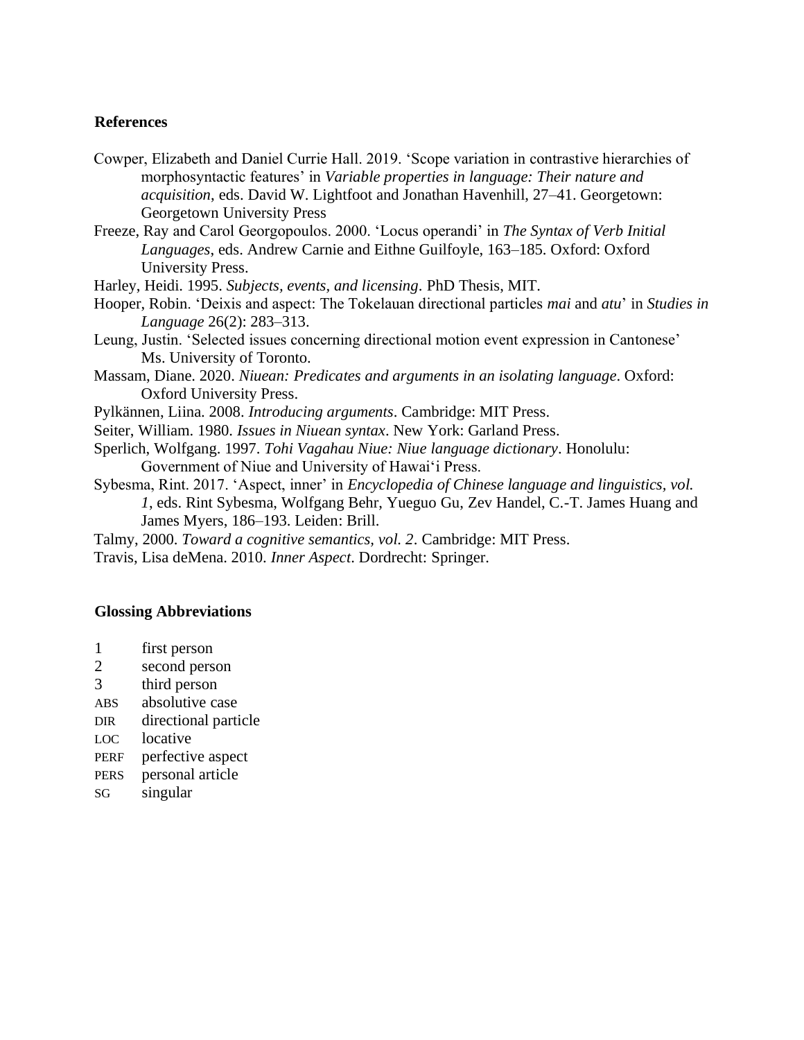**References**

Cowper, Elizabeth and Daniel Currie Hall. 2019. 'Scope variation in contrastive hierarchies of morphosyntactic features' in *Variable properties in language: Their nature and acquisition*, eds. David W. Lightfoot and Jonathan Havenhill, 27–41. Georgetown: Georgetown University Press

Freeze, Ray and Carol Georgopoulos. 2000. 'Locus operandi' in *The Syntax of Verb Initial Languages*, eds. Andrew Carnie and Eithne Guilfoyle, 163–185. Oxford: Oxford University Press.

Harley, Heidi. 1995. *Subjects, events, and licensing*. PhD Thesis, MIT.

Hooper, Robin. 'Deixis and aspect: The Tokelauan directional particles *mai* and *atu*' in *Studies in Language* 26(2): 283–313.

Leung, Justin. 'Selected issues concerning directional motion event expression in Cantonese' Ms. University of Toronto.

Massam, Diane. 2020. *Niuean: Predicates and arguments in an isolating language*. Oxford: Oxford University Press.

Pylkännen, Liina. 2008. *Introducing arguments*. Cambridge: MIT Press.

Seiter, William. 1980. *Issues in Niuean syntax*. New York: Garland Press.

Sperlich, Wolfgang. 1997. *Tohi Vagahau Niue: Niue language dictionary*. Honolulu: Government of Niue and University of Hawai'i Press.

Sybesma, Rint. 2017. 'Aspect, inner' in *Encyclopedia of Chinese language and linguistics, vol. 1*, eds. Rint Sybesma, Wolfgang Behr, Yueguo Gu, Zev Handel, C.-T. James Huang and James Myers, 186–193. Leiden: Brill.

Talmy, 2000. *Toward a cognitive semantics, vol. 2*. Cambridge: MIT Press.

Travis, Lisa deMena. 2010. *Inner Aspect*. Dordrecht: Springer.

**Glossing Abbreviations**

| | |
|---|---|
| 1 | first person |
| 2 | second person |
| 3 | third person |
| ABS | absolutive case |
| DIR | directional particle |
| LOC | locative |
| PERF | perfective aspect |
| PERS | personal article |
| SG | singular |